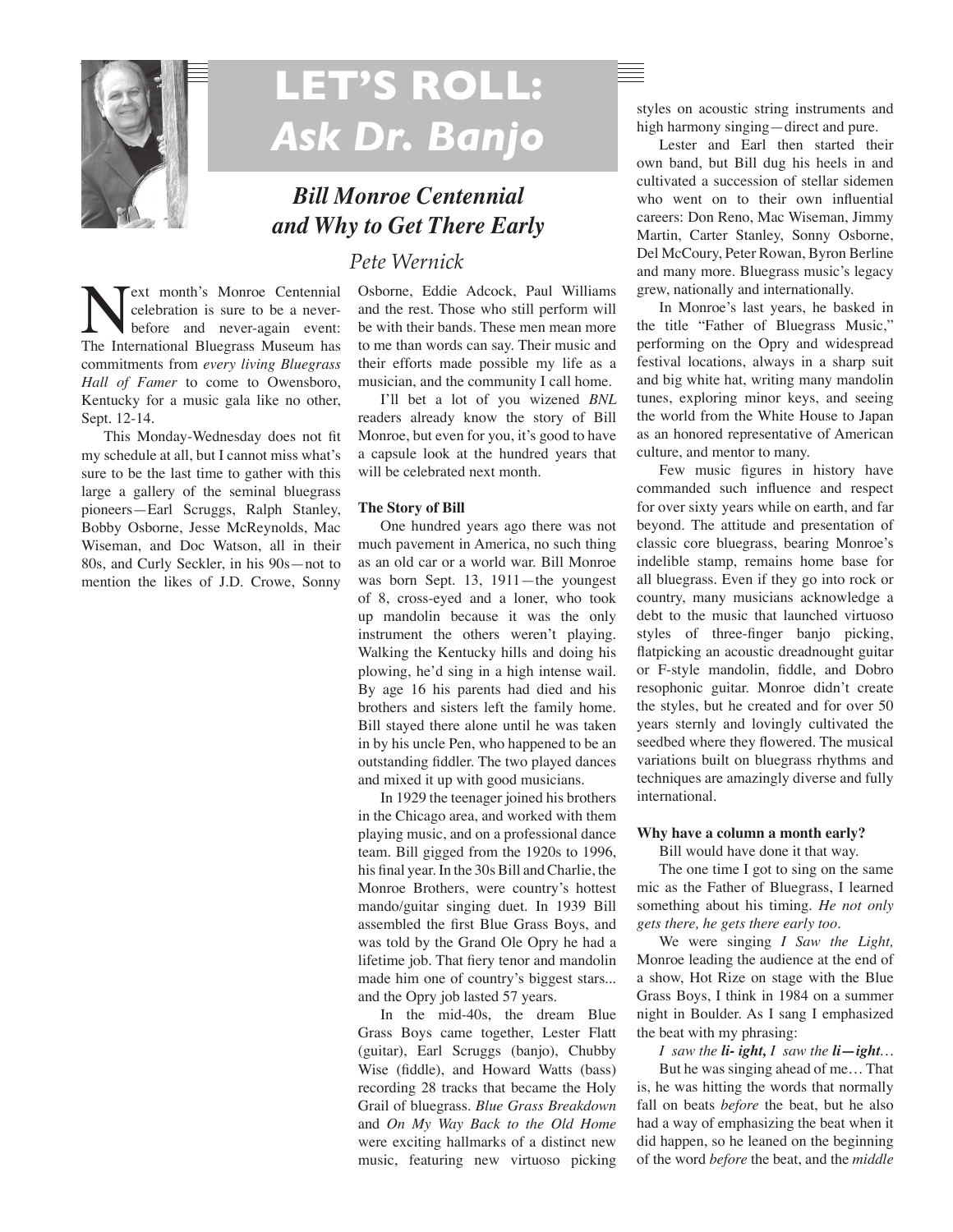# LET'S ROLL: *Ask Dr. Banjo*

## *Bill Monroe Centennial and Why to Get There Early*

*Pete Wernick*

Next month's Monroe Centennial celebration is sure to be a never-before and never-again event: The International Bluegrass Museum has commitments from *every living Bluegrass Hall of Famer* to come to Owensboro, Kentucky for a music gala like no other, Sept. 12-14.

This Monday-Wednesday does not fit my schedule at all, but I cannot miss what's sure to be the last time to gather with this large a gallery of the seminal bluegrass pioneers—Earl Scruggs, Ralph Stanley, Bobby Osborne, Jesse McReynolds, Mac Wiseman, and Doc Watson, all in their 80s, and Curly Seckler, in his 90s—not to mention the likes of J.D. Crowe, Sonny Osborne, Eddie Adcock, Paul Williams and the rest. Those who still perform will be with their bands. These men mean more to me than words can say. Their music and their efforts made possible my life as a musician, and the community I call home.

I'll bet a lot of you wizened *BNL* readers already know the story of Bill Monroe, but even for you, it's good to have a capsule look at the hundred years that will be celebrated next month.

**The Story of Bill**

One hundred years ago there was not much pavement in America, no such thing as an old car or a world war. Bill Monroe was born Sept. 13, 1911—the youngest of 8, cross-eyed and a loner, who took up mandolin because it was the only instrument the others weren't playing. Walking the Kentucky hills and doing his plowing, he'd sing in a high intense wail. By age 16 his parents had died and his brothers and sisters left the family home. Bill stayed there alone until he was taken in by his uncle Pen, who happened to be an outstanding fiddler. The two played dances and mixed it up with good musicians.

In 1929 the teenager joined his brothers in the Chicago area, and worked with them playing music, and on a professional dance team. Bill gigged from the 1920s to 1996, his final year. In the 30s Bill and Charlie, the Monroe Brothers, were country's hottest mando/guitar singing duet. In 1939 Bill assembled the first Blue Grass Boys, and was told by the Grand Ole Opry he had a lifetime job. That fiery tenor and mandolin made him one of country's biggest stars... and the Opry job lasted 57 years.

In the mid-40s, the dream Blue Grass Boys came together, Lester Flatt (guitar), Earl Scruggs (banjo), Chubby Wise (fiddle), and Howard Watts (bass) recording 28 tracks that became the Holy Grail of bluegrass. *Blue Grass Breakdown* and *On My Way Back to the Old Home* were exciting hallmarks of a distinct new music, featuring new virtuoso picking styles on acoustic string instruments and high harmony singing—direct and pure.

Lester and Earl then started their own band, but Bill dug his heels in and cultivated a succession of stellar sidemen who went on to their own influential careers: Don Reno, Mac Wiseman, Jimmy Martin, Carter Stanley, Sonny Osborne, Del McCoury, Peter Rowan, Byron Berline and many more. Bluegrass music's legacy grew, nationally and internationally.

In Monroe's last years, he basked in the title "Father of Bluegrass Music," performing on the Opry and widespread festival locations, always in a sharp suit and big white hat, writing many mandolin tunes, exploring minor keys, and seeing the world from the White House to Japan as an honored representative of American culture, and mentor to many.

Few music figures in history have commanded such influence and respect for over sixty years while on earth, and far beyond. The attitude and presentation of classic core bluegrass, bearing Monroe's indelible stamp, remains home base for all bluegrass. Even if they go into rock or country, many musicians acknowledge a debt to the music that launched virtuoso styles of three-finger banjo picking, flatpicking an acoustic dreadnought guitar or F-style mandolin, fiddle, and Dobro resophonic guitar. Monroe didn't create the styles, but he created and for over 50 years sternly and lovingly cultivated the seedbed where they flowered. The musical variations built on bluegrass rhythms and techniques are amazingly diverse and fully international.

**Why have a column a month early?**

Bill would have done it that way.

The one time I got to sing on the same mic as the Father of Bluegrass, I learned something about his timing. *He not only gets there, he gets there early too.*

We were singing *I Saw the Light,* Monroe leading the audience at the end of a show, Hot Rize on stage with the Blue Grass Boys, I think in 1984 on a summer night in Boulder. As I sang I emphasized the beat with my phrasing:

*I saw the **li- ight,** I saw the **li—ight**…*

But he was singing ahead of me… That is, he was hitting the words that normally fall on beats *before* the beat, but he also had a way of emphasizing the beat when it did happen, so he leaned on the beginning of the word *before* the beat, and the *middle*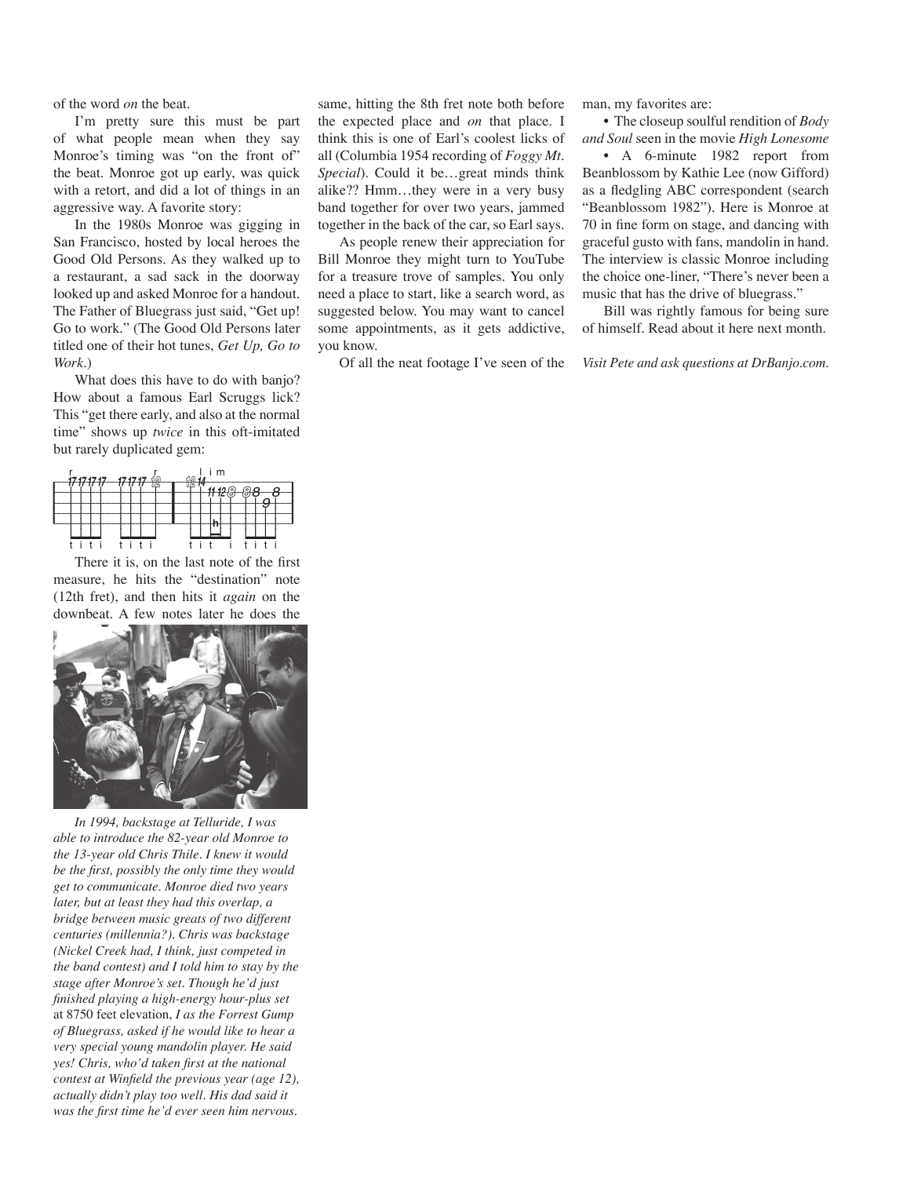of the word *on* the beat.

I'm pretty sure this must be part of what people mean when they say Monroe's timing was "on the front of" the beat. Monroe got up early, was quick with a retort, and did a lot of things in an aggressive way. A favorite story:

In the 1980s Monroe was gigging in San Francisco, hosted by local heroes the Good Old Persons. As they walked up to a restaurant, a sad sack in the doorway looked up and asked Monroe for a handout. The Father of Bluegrass just said, "Get up! Go to work." (The Good Old Persons later titled one of their hot tunes, *Get Up, Go to Work*.)

What does this have to do with banjo? How about a famous Earl Scruggs lick? This "get there early, and also at the normal time" shows up *twice* in this oft-imitated but rarely duplicated gem:

r 17 17 17 17 17 17 17 r 12 | l i m 12 14 11 12 8 8 8 9 8
h
t i t i t i t i t i t i t i t i

There it is, on the last note of the first measure, he hits the "destination" note (12th fret), and then hits it *again* on the downbeat. A few notes later he does the same, hitting the 8th fret note both before the expected place and *on* that place. I think this is one of Earl's coolest licks of all (Columbia 1954 recording of *Foggy Mt. Special*). Could it be…great minds think alike?? Hmm…they were in a very busy band together for over two years, jammed together in the back of the car, so Earl says.

*In 1994, backstage at Telluride, I was able to introduce the 82-year old Monroe to the 13-year old Chris Thile. I knew it would be the first, possibly the only time they would get to communicate. Monroe died two years later, but at least they had this overlap, a bridge between music greats of two different centuries (millennia?). Chris was backstage (Nickel Creek had, I think, just competed in the band contest) and I told him to stay by the stage after Monroe's set. Though he'd just finished playing a high-energy hour-plus set* at 8750 feet elevation, *I as the Forrest Gump of Bluegrass, asked if he would like to hear a very special young mandolin player. He said yes! Chris, who'd taken first at the national contest at Winfield the previous year (age 12), actually didn't play too well. His dad said it was the first time he'd ever seen him nervous.*

As people renew their appreciation for Bill Monroe they might turn to YouTube for a treasure trove of samples. You only need a place to start, like a search word, as suggested below. You may want to cancel some appointments, as it gets addictive, you know.

Of all the neat footage I've seen of the man, my favorites are:

- The closeup soulful rendition of *Body and Soul* seen in the movie *High Lonesome*
- A 6-minute 1982 report from Beanblossom by Kathie Lee (now Gifford) as a fledgling ABC correspondent (search "Beanblossom 1982"). Here is Monroe at 70 in fine form on stage, and dancing with graceful gusto with fans, mandolin in hand. The interview is classic Monroe including the choice one-liner, "There's never been a music that has the drive of bluegrass."

Bill was rightly famous for being sure of himself. Read about it here next month.

*Visit Pete and ask questions at DrBanjo.com.*